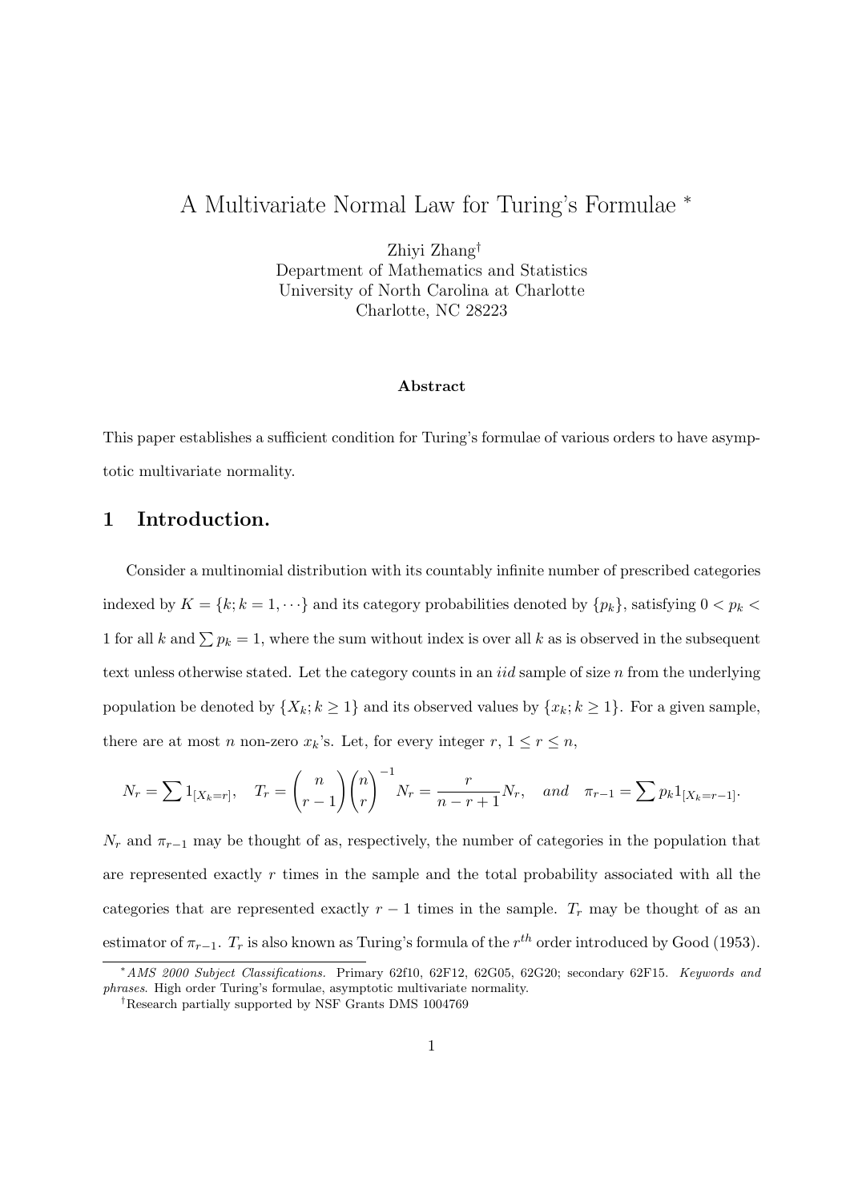# A Multivariate Normal Law for Turing's Formulae *

Zhiyi Zhang†
Department of Mathematics and Statistics
University of North Carolina at Charlotte
Charlotte, NC 28223

### Abstract

This paper establishes a sufficient condition for Turing's formulae of various orders to have asymptotic multivariate normality.

## 1 Introduction.

Consider a multinomial distribution with its countably infinite number of prescribed categories indexed by $K = \{k; k = 1, \cdots\}$ and its category probabilities denoted by $\{p_k\}$, satisfying $0 < p_k < 1$ for all $k$ and $\sum p_k = 1$, where the sum without index is over all $k$ as is observed in the subsequent text unless otherwise stated. Let the category counts in an *iid* sample of size $n$ from the underlying population be denoted by $\{X_k; k \geq 1\}$ and its observed values by $\{x_k; k \geq 1\}$. For a given sample, there are at most $n$ non-zero $x_k$'s. Let, for every integer $r$, $1 \leq r \leq n$,

$$N_r = \sum 1_{[X_k = r]}, \quad T_r = \binom{n}{r-1}\binom{n}{r}^{-1} N_r = \frac{r}{n-r+1} N_r, \quad and \quad \pi_{r-1} = \sum p_k 1_{[X_k = r-1]}.$$

$N_r$ and $\pi_{r-1}$ may be thought of as, respectively, the number of categories in the population that are represented exactly $r$ times in the sample and the total probability associated with all the categories that are represented exactly $r-1$ times in the sample. $T_r$ may be thought of as an estimator of $\pi_{r-1}$. $T_r$ is also known as Turing's formula of the $r^{th}$ order introduced by Good (1953).

---

\* *AMS 2000 Subject Classifications.* Primary 62f10, 62F12, 62G05, 62G20; secondary 62F15. *Keywords and phrases*. High order Turing's formulae, asymptotic multivariate normality.

† Research partially supported by NSF Grants DMS 1004769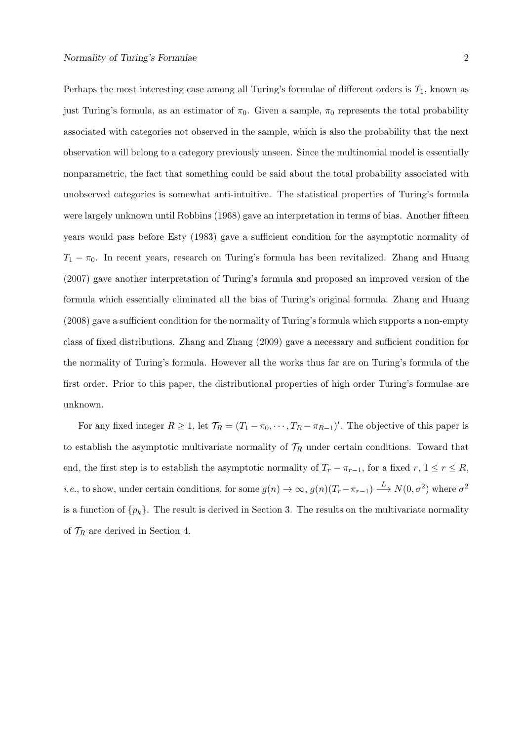Perhaps the most interesting case among all Turing's formulae of different orders is $T_1$, known as just Turing's formula, as an estimator of $\pi_0$. Given a sample, $\pi_0$ represents the total probability associated with categories not observed in the sample, which is also the probability that the next observation will belong to a category previously unseen. Since the multinomial model is essentially nonparametric, the fact that something could be said about the total probability associated with unobserved categories is somewhat anti-intuitive. The statistical properties of Turing's formula were largely unknown until Robbins (1968) gave an interpretation in terms of bias. Another fifteen years would pass before Esty (1983) gave a sufficient condition for the asymptotic normality of $T_1 - \pi_0$. In recent years, research on Turing's formula has been revitalized. Zhang and Huang (2007) gave another interpretation of Turing's formula and proposed an improved version of the formula which essentially eliminated all the bias of Turing's original formula. Zhang and Huang (2008) gave a sufficient condition for the normality of Turing's formula which supports a non-empty class of fixed distributions. Zhang and Zhang (2009) gave a necessary and sufficient condition for the normality of Turing's formula. However all the works thus far are on Turing's formula of the first order. Prior to this paper, the distributional properties of high order Turing's formulae are unknown.

For any fixed integer $R \geq 1$, let $\mathcal{T}_R = (T_1 - \pi_0, \cdots, T_R - \pi_{R-1})'$. The objective of this paper is to establish the asymptotic multivariate normality of $\mathcal{T}_R$ under certain conditions. Toward that end, the first step is to establish the asymptotic normality of $T_r - \pi_{r-1}$, for a fixed $r$, $1 \leq r \leq R$, *i.e.*, to show, under certain conditions, for some $g(n) \to \infty$, $g(n)(T_r - \pi_{r-1}) \xrightarrow{L} N(0, \sigma^2)$ where $\sigma^2$ is a function of $\{p_k\}$. The result is derived in Section 3. The results on the multivariate normality of $\mathcal{T}_R$ are derived in Section 4.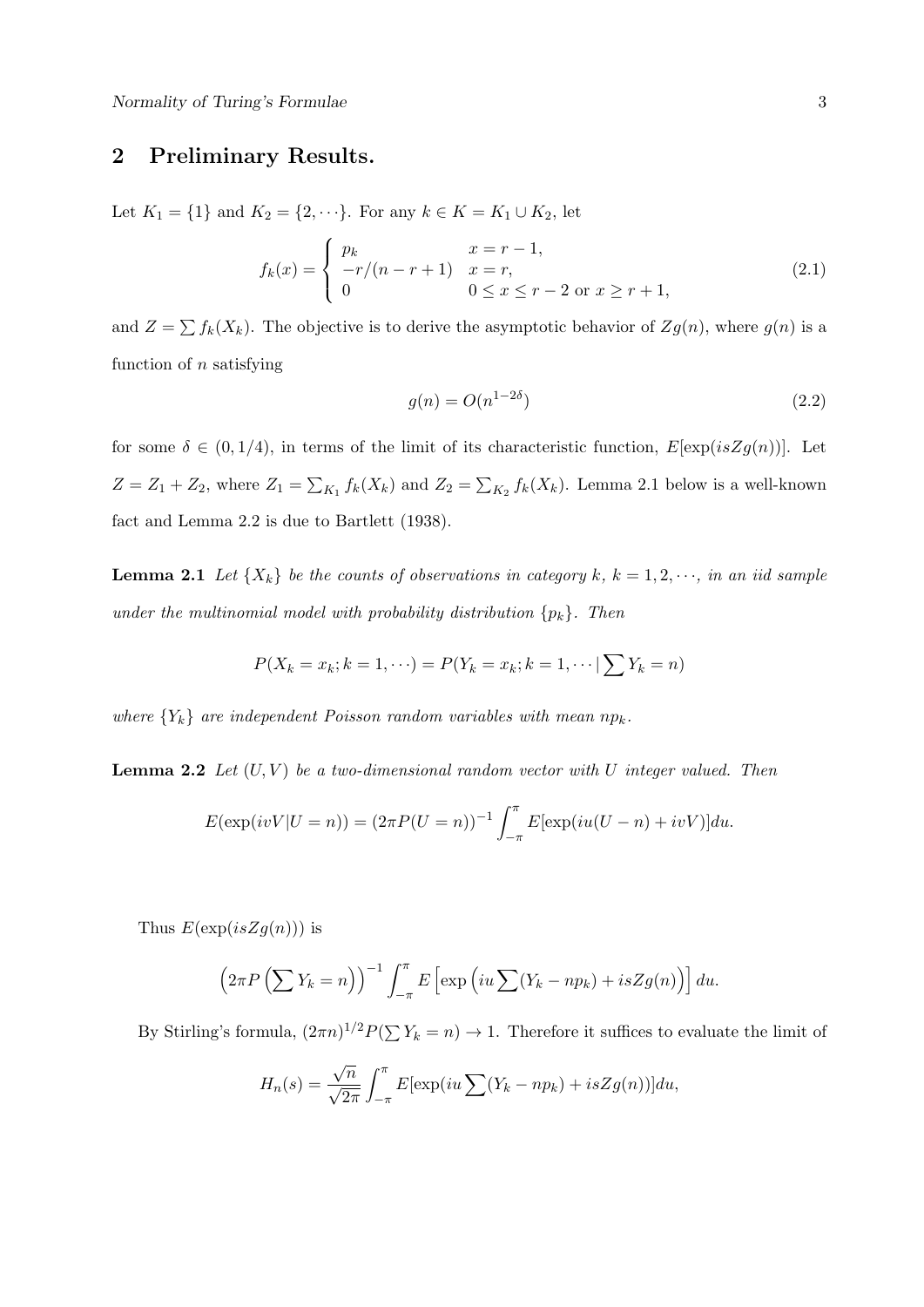## 2 Preliminary Results.

Let $K_1 = \{1\}$ and $K_2 = \{2, \cdots\}$. For any $k \in K = K_1 \cup K_2$, let

$$f_k(x) = \begin{cases} p_k & x = r-1, \\ -r/(n-r+1) & x = r, \\ 0 & 0 \le x \le r-2 \text{ or } x \ge r+1, \end{cases} \tag{2.1}$$

and $Z = \sum f_k(X_k)$. The objective is to derive the asymptotic behavior of $Zg(n)$, where $g(n)$ is a function of $n$ satisfying

$$g(n) = O(n^{1-2\delta}) \tag{2.2}$$

for some $\delta \in (0, 1/4)$, in terms of the limit of its characteristic function, $E[\exp(isZg(n))]$. Let $Z = Z_1 + Z_2$, where $Z_1 = \sum_{K_1} f_k(X_k)$ and $Z_2 = \sum_{K_2} f_k(X_k)$. Lemma 2.1 below is a well-known fact and Lemma 2.2 is due to Bartlett (1938).

**Lemma 2.1** *Let $\{X_k\}$ be the counts of observations in category $k$, $k = 1, 2, \cdots$, in an iid sample under the multinomial model with probability distribution $\{p_k\}$. Then*

$$P(X_k = x_k; k = 1, \cdots) = P(Y_k = x_k; k = 1, \cdots \mid \sum Y_k = n)$$

*where $\{Y_k\}$ are independent Poisson random variables with mean $np_k$.*

**Lemma 2.2** *Let $(U, V)$ be a two-dimensional random vector with $U$ integer valued. Then*

$$E(\exp(ivV|U = n)) = (2\pi P(U = n))^{-1} \int_{-\pi}^{\pi} E[\exp(iu(U - n) + ivV)]du.$$

Thus $E(\exp(isZg(n)))$ is

$$\left(2\pi P\left(\sum Y_k = n\right)\right)^{-1} \int_{-\pi}^{\pi} E\left[\exp\left(iu \sum (Y_k - np_k) + isZg(n)\right)\right] du.$$

By Stirling's formula, $(2\pi n)^{1/2} P(\sum Y_k = n) \to 1$. Therefore it suffices to evaluate the limit of

$$H_n(s) = \frac{\sqrt{n}}{\sqrt{2\pi}} \int_{-\pi}^{\pi} E[\exp(iu \sum (Y_k - np_k) + isZg(n))]du,$$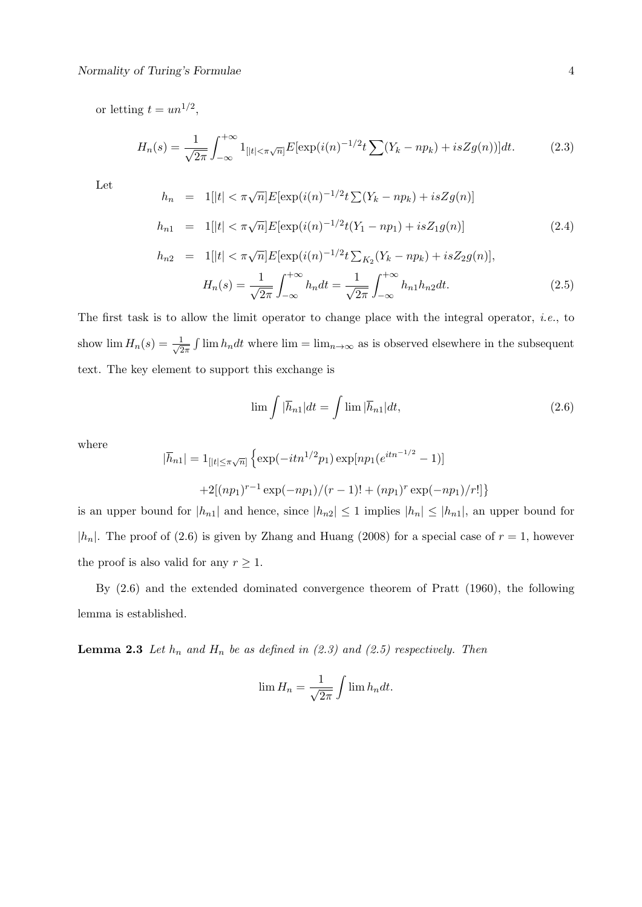or letting $t = un^{1/2}$,

$$H_n(s) = \frac{1}{\sqrt{2\pi}} \int_{-\infty}^{+\infty} 1_{[|t|<\pi\sqrt{n}]} E[\exp(i(n)^{-1/2} t \sum (Y_k - np_k) + isZg(n))] dt. \tag{2.3}$$

Let

$$\begin{aligned} h_n &= 1[|t| < \pi\sqrt{n}] E[\exp(i(n)^{-1/2} t \textstyle\sum (Y_k - np_k) + isZg(n)] \\ h_{n1} &= 1[|t| < \pi\sqrt{n}] E[\exp(i(n)^{-1/2} t (Y_1 - np_1) + isZ_1 g(n)] \\ h_{n2} &= 1[|t| < \pi\sqrt{n}] E[\exp(i(n)^{-1/2} t \textstyle\sum_{K_2} (Y_k - np_k) + isZ_2 g(n)], \end{aligned} \tag{2.4}$$

$$H_n(s) = \frac{1}{\sqrt{2\pi}} \int_{-\infty}^{+\infty} h_n dt = \frac{1}{\sqrt{2\pi}} \int_{-\infty}^{+\infty} h_{n1} h_{n2} dt. \tag{2.5}$$

The first task is to allow the limit operator to change place with the integral operator, *i.e.*, to show $\lim H_n(s) = \frac{1}{\sqrt{2\pi}} \int \lim h_n dt$ where $\lim = \lim_{n\to\infty}$ as is observed elsewhere in the subsequent text. The key element to support this exchange is

$$\lim \int |\overline{h}_{n1}| dt = \int \lim |\overline{h}_{n1}| dt, \tag{2.6}$$

where

$$|\overline{h}_{n1}| = 1_{[|t|\le\pi\sqrt{n}]} \left\{ \exp(-itn^{1/2} p_1) \exp[np_1(e^{itn^{-1/2}} - 1)] \right.$$
$$\left. +2[(np_1)^{r-1} \exp(-np_1)/(r-1)! + (np_1)^r \exp(-np_1)/r!] \right\}$$

is an upper bound for $|h_{n1}|$ and hence, since $|h_{n2}| \le 1$ implies $|h_n| \le |h_{n1}|$, an upper bound for $|h_n|$. The proof of (2.6) is given by Zhang and Huang (2008) for a special case of $r = 1$, however the proof is also valid for any $r \ge 1$.

By (2.6) and the extended dominated convergence theorem of Pratt (1960), the following lemma is established.

**Lemma 2.3** *Let $h_n$ and $H_n$ be as defined in (2.3) and (2.5) respectively. Then*

$$\lim H_n = \frac{1}{\sqrt{2\pi}} \int \lim h_n dt.$$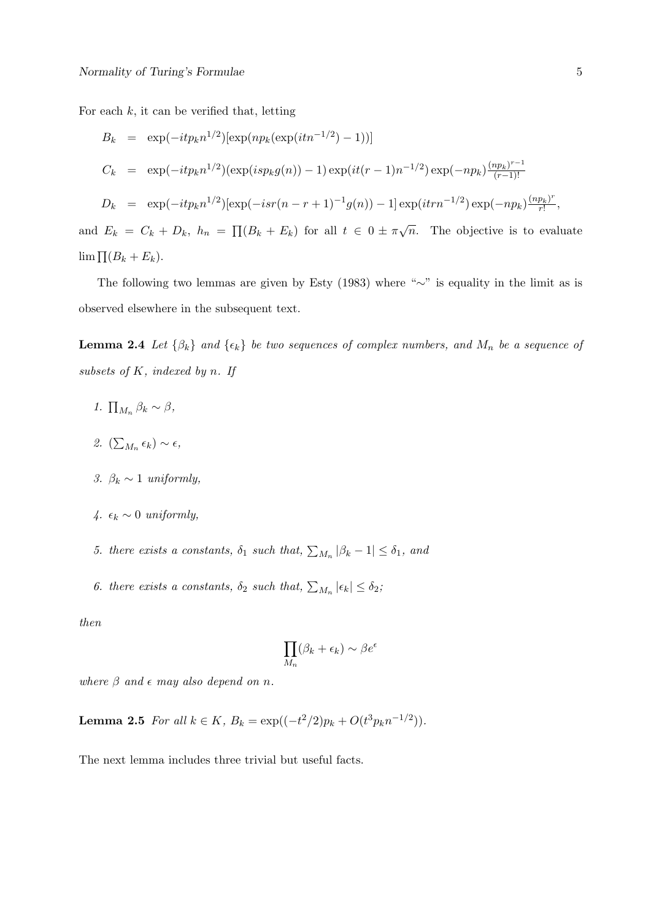For each $k$, it can be verified that, letting

$$
\begin{aligned}
B_k &= \exp(-itp_k n^{1/2})[\exp(np_k(\exp(itn^{-1/2})-1))] \\
C_k &= \exp(-itp_k n^{1/2})(\exp(isp_k g(n))-1)\exp(it(r-1)n^{-1/2})\exp(-np_k)\tfrac{(np_k)^{r-1}}{(r-1)!} \\
D_k &= \exp(-itp_k n^{1/2})[\exp(-isr(n-r+1)^{-1}g(n))-1]\exp(itrn^{-1/2})\exp(-np_k)\tfrac{(np_k)^r}{r!},
\end{aligned}
$$

and $E_k = C_k + D_k$, $h_n = \prod(B_k + E_k)$ for all $t \in 0 \pm \pi\sqrt{n}$. The objective is to evaluate $\lim \prod(B_k + E_k)$.

The following two lemmas are given by Esty (1983) where "$\sim$" is equality in the limit as is observed elsewhere in the subsequent text.

**Lemma 2.4** *Let $\{\beta_k\}$ and $\{\epsilon_k\}$ be two sequences of complex numbers, and $M_n$ be a sequence of subsets of $K$, indexed by $n$. If*

1. $\prod_{M_n} \beta_k \sim \beta$,
2. $(\sum_{M_n} \epsilon_k) \sim \epsilon$,
3. $\beta_k \sim 1$ *uniformly,*
4. $\epsilon_k \sim 0$ *uniformly,*
5. *there exists a constants, $\delta_1$ such that, $\sum_{M_n} |\beta_k - 1| \le \delta_1$, and*
6. *there exists a constants, $\delta_2$ such that, $\sum_{M_n} |\epsilon_k| \le \delta_2$;*

*then*

$$\prod_{M_n}(\beta_k + \epsilon_k) \sim \beta e^{\epsilon}$$

*where $\beta$ and $\epsilon$ may also depend on $n$.*

**Lemma 2.5** *For all $k \in K$, $B_k = \exp((-t^2/2)p_k + O(t^3 p_k n^{-1/2}))$.*

The next lemma includes three trivial but useful facts.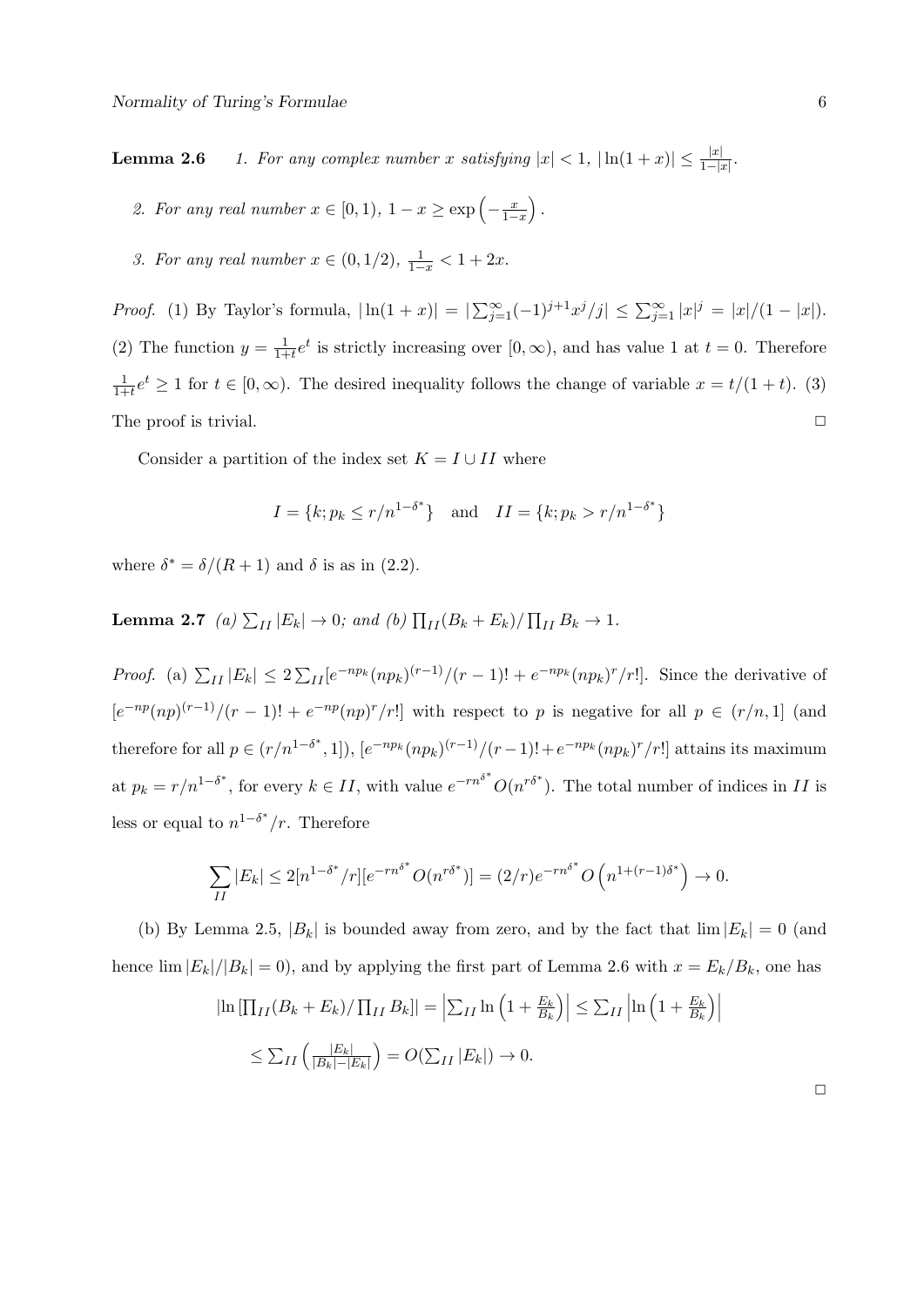**Lemma 2.6** *1. For any complex number $x$ satisfying $|x| < 1$, $|\ln(1+x)| \le \frac{|x|}{1-|x|}$.*

*2. For any real number $x \in [0,1)$, $1 - x \ge \exp\left(-\frac{x}{1-x}\right)$.*

*3. For any real number $x \in (0, 1/2)$, $\frac{1}{1-x} < 1 + 2x$.*

*Proof.* (1) By Taylor's formula, $|\ln(1+x)| = |\sum_{j=1}^{\infty}(-1)^{j+1}x^j/j| \le \sum_{j=1}^{\infty}|x|^j = |x|/(1-|x|)$. (2) The function $y = \frac{1}{1+t}e^t$ is strictly increasing over $[0,\infty)$, and has value 1 at $t = 0$. Therefore $\frac{1}{1+t}e^t \ge 1$ for $t \in [0,\infty)$. The desired inequality follows the change of variable $x = t/(1+t)$. (3) The proof is trivial. $\square$

Consider a partition of the index set $K = I \cup II$ where

$$I = \{k; p_k \le r/n^{1-\delta^*}\} \quad \text{and} \quad II = \{k; p_k > r/n^{1-\delta^*}\}$$

where $\delta^* = \delta/(R+1)$ and $\delta$ is as in (2.2).

**Lemma 2.7** *(a) $\sum_{II}|E_k| \to 0$; and (b) $\prod_{II}(B_k + E_k)/\prod_{II}B_k \to 1$.*

*Proof.* (a) $\sum_{II}|E_k| \le 2\sum_{II}[e^{-np_k}(np_k)^{(r-1)}/(r-1)! + e^{-np_k}(np_k)^r/r!]$. Since the derivative of $[e^{-np}(np)^{(r-1)}/(r-1)! + e^{-np}(np)^r/r!]$ with respect to $p$ is negative for all $p \in (r/n, 1]$ (and therefore for all $p \in (r/n^{1-\delta^*}, 1]$), $[e^{-np_k}(np_k)^{(r-1)}/(r-1)! + e^{-np_k}(np_k)^r/r!]$ attains its maximum at $p_k = r/n^{1-\delta^*}$, for every $k \in II$, with value $e^{-rn^{\delta^*}}O(n^{r\delta^*})$. The total number of indices in $II$ is less or equal to $n^{1-\delta^*}/r$. Therefore

$$\sum_{II}|E_k| \le 2[n^{1-\delta^*}/r][e^{-rn^{\delta^*}}O(n^{r\delta^*})] = (2/r)e^{-rn^{\delta^*}}O\left(n^{1+(r-1)\delta^*}\right) \to 0.$$

(b) By Lemma 2.5, $|B_k|$ is bounded away from zero, and by the fact that $\lim|E_k| = 0$ (and hence $\lim|E_k|/|B_k| = 0$), and by applying the first part of Lemma 2.6 with $x = E_k/B_k$, one has

$$|\ln[\prod_{II}(B_k + E_k)/\prod_{II}B_k]| = \left|\sum_{II}\ln\left(1 + \frac{E_k}{B_k}\right)\right| \le \sum_{II}\left|\ln\left(1 + \frac{E_k}{B_k}\right)\right|$$

$$\le \sum_{II}\left(\frac{|E_k|}{|B_k| - |E_k|}\right) = O(\sum_{II}|E_k|) \to 0.$$

$\square$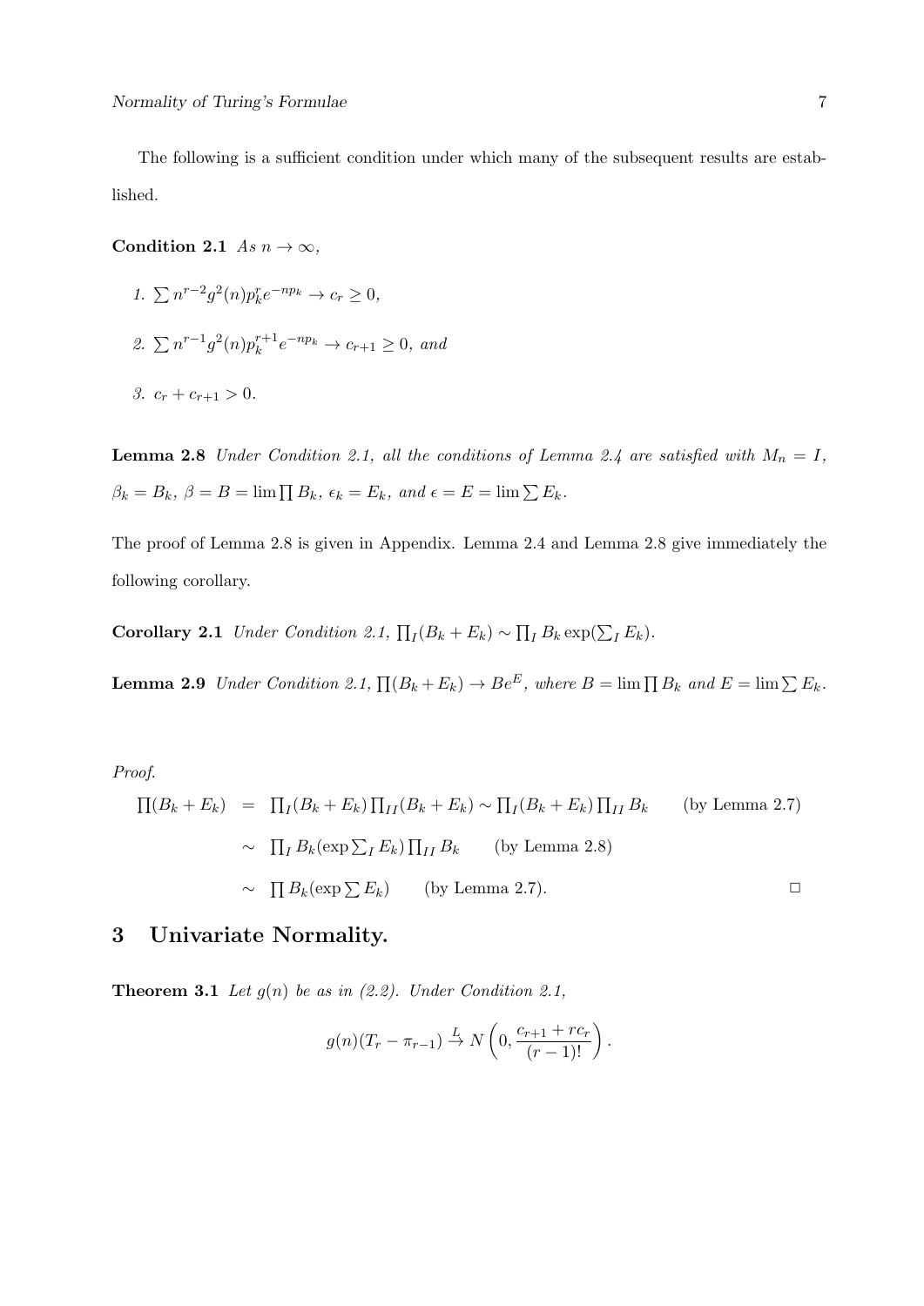The following is a sufficient condition under which many of the subsequent results are established.

**Condition 2.1** *As* $n \to \infty$,

1. $\sum n^{r-2} g^2(n) p_k^r e^{-np_k} \to c_r \geq 0$,
2. $\sum n^{r-1} g^2(n) p_k^{r+1} e^{-np_k} \to c_{r+1} \geq 0$, *and*
3. $c_r + c_{r+1} > 0$.

**Lemma 2.8** *Under Condition 2.1, all the conditions of Lemma 2.4 are satisfied with* $M_n = I$, $\beta_k = B_k$, $\beta = B = \lim \prod B_k$, $\epsilon_k = E_k$, *and* $\epsilon = E = \lim \sum E_k$.

The proof of Lemma 2.8 is given in Appendix. Lemma 2.4 and Lemma 2.8 give immediately the following corollary.

**Corollary 2.1** *Under Condition 2.1,* $\prod_I (B_k + E_k) \sim \prod_I B_k \exp(\sum_I E_k)$.

**Lemma 2.9** *Under Condition 2.1,* $\prod (B_k + E_k) \to B e^E$, *where* $B = \lim \prod B_k$ *and* $E = \lim \sum E_k$.

*Proof.*

$$\begin{aligned}
\prod (B_k + E_k) &= \prod_I (B_k + E_k) \prod_{II} (B_k + E_k) \sim \prod_I (B_k + E_k) \prod_{II} B_k \qquad \text{(by Lemma 2.7)} \\
&\sim \prod_I B_k (\exp \textstyle\sum_I E_k) \prod_{II} B_k \qquad \text{(by Lemma 2.8)} \\
&\sim \prod B_k (\exp \textstyle\sum E_k) \qquad \text{(by Lemma 2.7).}
\end{aligned}$$

□

# 3 Univariate Normality.

**Theorem 3.1** *Let* $g(n)$ *be as in (2.2). Under Condition 2.1,*

$$g(n)(T_r - \pi_{r-1}) \xrightarrow{L} N\left(0, \frac{c_{r+1} + r c_r}{(r-1)!}\right).$$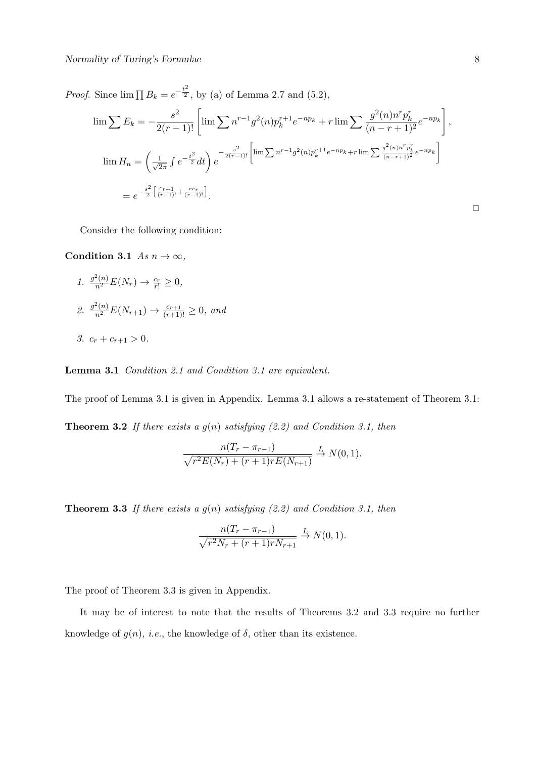*Proof.* Since $\lim \prod B_k = e^{-\frac{t^2}{2}}$, by (a) of Lemma 2.7 and (5.2),

$$\lim \sum E_k = -\frac{s^2}{2(r-1)!}\left[\lim \sum n^{r-1} g^2(n) p_k^{r+1} e^{-np_k} + r \lim \sum \frac{g^2(n) n^r p_k^r}{(n-r+1)^2} e^{-np_k}\right],$$

$$\lim H_n = \left(\frac{1}{\sqrt{2\pi}} \int e^{-\frac{t^2}{2}} dt\right) e^{-\frac{s^2}{2(r-1)!}\left[\lim \sum n^{r-1} g^2(n) p_k^{r+1} e^{-np_k} + r \lim \sum \frac{g^2(n) n^r p_k^r}{(n-r+1)^2} e^{-np_k}\right]}$$

$$= e^{-\frac{s^2}{2}\left[\frac{c_{r+1}}{(r-1)!} + \frac{r c_r}{(r-1)!}\right]}.$$

□

Consider the following condition:

**Condition 3.1** *As $n \to \infty$,*

1. $\frac{g^2(n)}{n^2} E(N_r) \to \frac{c_r}{r!} \geq 0$,
2. $\frac{g^2(n)}{n^2} E(N_{r+1}) \to \frac{c_{r+1}}{(r+1)!} \geq 0$, *and*
3. $c_r + c_{r+1} > 0$.

**Lemma 3.1** *Condition 2.1 and Condition 3.1 are equivalent.*

The proof of Lemma 3.1 is given in Appendix. Lemma 3.1 allows a re-statement of Theorem 3.1:

**Theorem 3.2** *If there exists a $g(n)$ satisfying (2.2) and Condition 3.1, then*

$$\frac{n(T_r - \pi_{r-1})}{\sqrt{r^2 E(N_r) + (r+1) r E(N_{r+1})}} \xrightarrow{L} N(0,1).$$

**Theorem 3.3** *If there exists a $g(n)$ satisfying (2.2) and Condition 3.1, then*

$$\frac{n(T_r - \pi_{r-1})}{\sqrt{r^2 N_r + (r+1) r N_{r+1}}} \xrightarrow{L} N(0,1).$$

The proof of Theorem 3.3 is given in Appendix.

It may be of interest to note that the results of Theorems 3.2 and 3.3 require no further knowledge of $g(n)$, *i.e.*, the knowledge of $\delta$, other than its existence.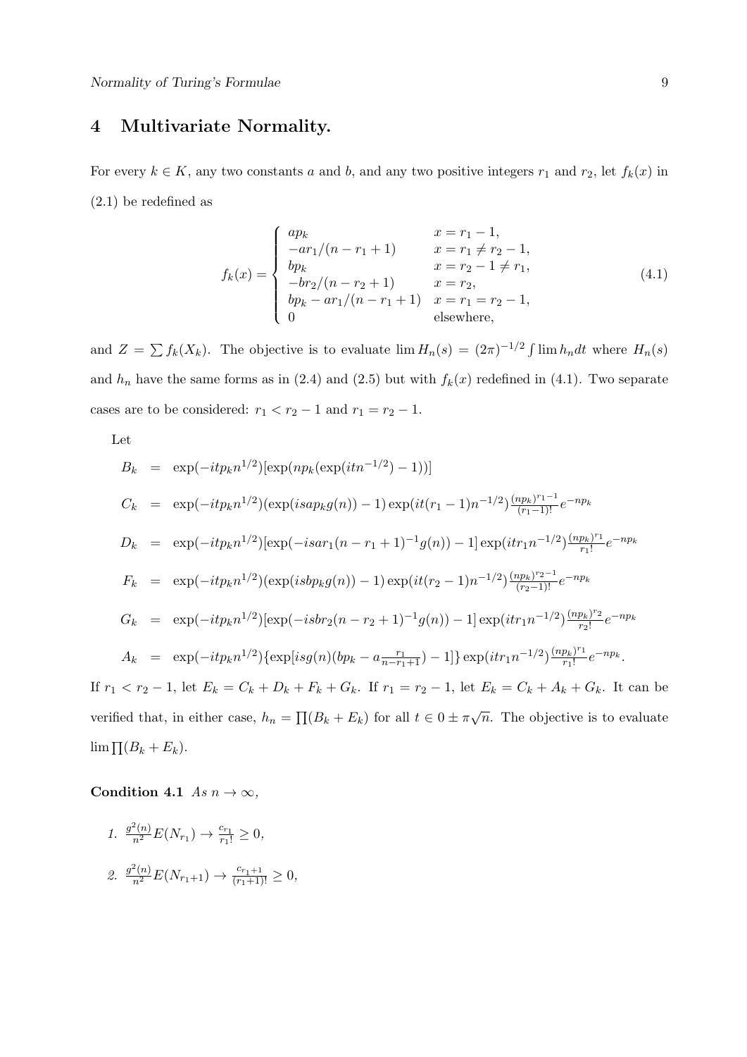## 4 Multivariate Normality.

For every $k \in K$, any two constants $a$ and $b$, and any two positive integers $r_1$ and $r_2$, let $f_k(x)$ in (2.1) be redefined as

$$
f_k(x) = \begin{cases} ap_k & x = r_1 - 1, \\ -ar_1/(n - r_1 + 1) & x = r_1 \neq r_2 - 1, \\ bp_k & x = r_2 - 1 \neq r_1, \\ -br_2/(n - r_2 + 1) & x = r_2, \\ bp_k - ar_1/(n - r_1 + 1) & x = r_1 = r_2 - 1, \\ 0 & \text{elsewhere,} \end{cases} \tag{4.1}
$$

and $Z = \sum f_k(X_k)$. The objective is to evaluate $\lim H_n(s) = (2\pi)^{-1/2} \int \lim h_n dt$ where $H_n(s)$ and $h_n$ have the same forms as in (2.4) and (2.5) but with $f_k(x)$ redefined in (4.1). Two separate cases are to be considered: $r_1 < r_2 - 1$ and $r_1 = r_2 - 1$.

Let

$$
\begin{aligned}
B_k &= \exp(-itp_k n^{1/2})[\exp(np_k(\exp(itn^{-1/2}) - 1))] \\
C_k &= \exp(-itp_k n^{1/2})(\exp(isap_k g(n)) - 1)\exp(it(r_1 - 1)n^{-1/2})\tfrac{(np_k)^{r_1 - 1}}{(r_1 - 1)!}e^{-np_k} \\
D_k &= \exp(-itp_k n^{1/2})[\exp(-isar_1(n - r_1 + 1)^{-1}g(n)) - 1]\exp(itr_1 n^{-1/2})\tfrac{(np_k)^{r_1}}{r_1!}e^{-np_k} \\
F_k &= \exp(-itp_k n^{1/2})(\exp(isbp_k g(n)) - 1)\exp(it(r_2 - 1)n^{-1/2})\tfrac{(np_k)^{r_2 - 1}}{(r_2 - 1)!}e^{-np_k} \\
G_k &= \exp(-itp_k n^{1/2})[\exp(-isbr_2(n - r_2 + 1)^{-1}g(n)) - 1]\exp(itr_1 n^{-1/2})\tfrac{(np_k)^{r_2}}{r_2!}e^{-np_k} \\
A_k &= \exp(-itp_k n^{1/2})\{\exp[isg(n)(bp_k - a\tfrac{r_1}{n - r_1 + 1}) - 1]\}\exp(itr_1 n^{-1/2})\tfrac{(np_k)^{r_1}}{r_1!}e^{-np_k}.
\end{aligned}
$$

If $r_1 < r_2 - 1$, let $E_k = C_k + D_k + F_k + G_k$. If $r_1 = r_2 - 1$, let $E_k = C_k + A_k + G_k$. It can be verified that, in either case, $h_n = \prod(B_k + E_k)$ for all $t \in 0 \pm \pi\sqrt{n}$. The objective is to evaluate $\lim \prod(B_k + E_k)$.

**Condition 4.1** *As* $n \to \infty$,

1. $\frac{g^2(n)}{n^2}E(N_{r_1}) \to \frac{c_{r_1}}{r_1!} \geq 0$,

2. $\frac{g^2(n)}{n^2}E(N_{r_1+1}) \to \frac{c_{r_1+1}}{(r_1+1)!} \geq 0$,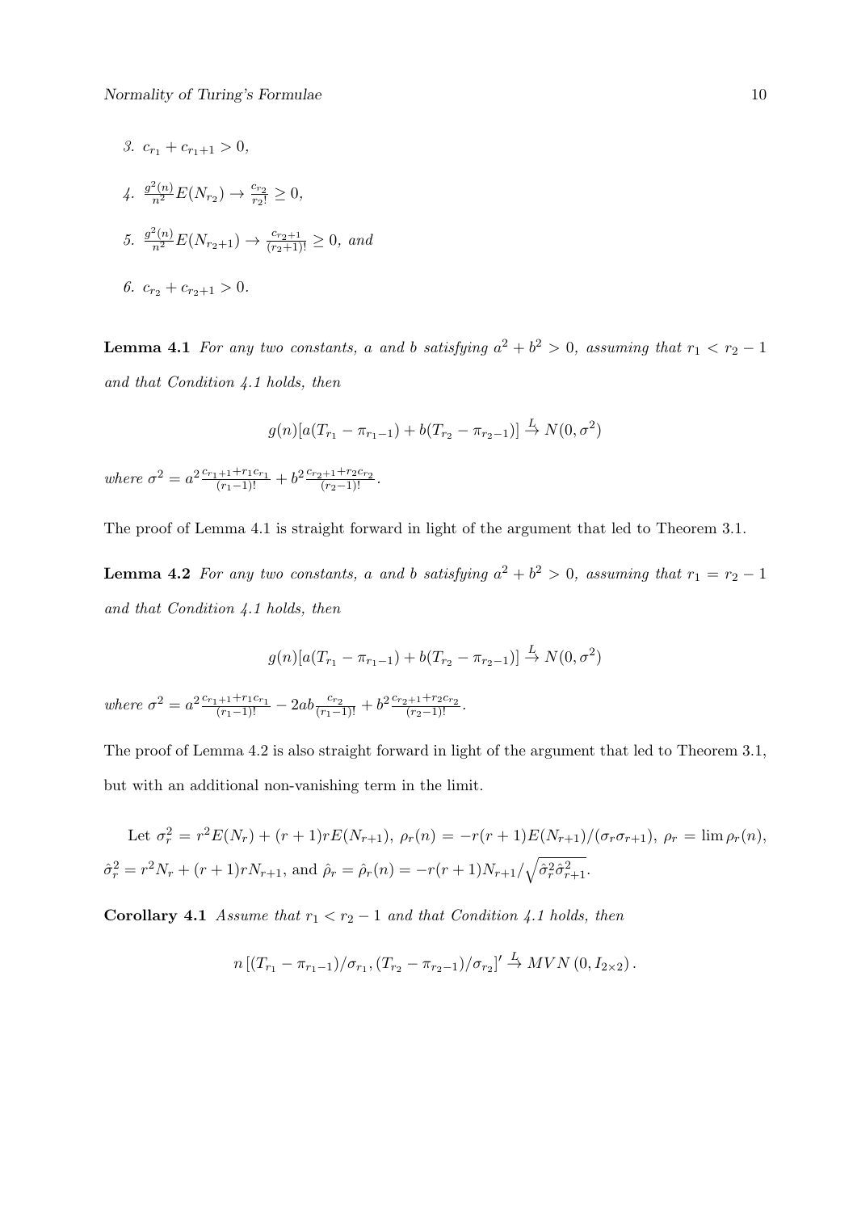3. $c_{r_1} + c_{r_1+1} > 0$,

4. $\frac{g^2(n)}{n^2} E(N_{r_2}) \to \frac{c_{r_2}}{r_2!} \geq 0$,

5. $\frac{g^2(n)}{n^2} E(N_{r_2+1}) \to \frac{c_{r_2+1}}{(r_2+1)!} \geq 0$, and

6. $c_{r_2} + c_{r_2+1} > 0$.

**Lemma 4.1** *For any two constants, $a$ and $b$ satisfying $a^2 + b^2 > 0$, assuming that $r_1 < r_2 - 1$ and that Condition 4.1 holds, then*

$$g(n)[a(T_{r_1} - \pi_{r_1-1}) + b(T_{r_2} - \pi_{r_2-1})] \xrightarrow{L} N(0, \sigma^2)$$

*where* $\sigma^2 = a^2 \frac{c_{r_1+1} + r_1 c_{r_1}}{(r_1-1)!} + b^2 \frac{c_{r_2+1} + r_2 c_{r_2}}{(r_2-1)!}$.

The proof of Lemma 4.1 is straight forward in light of the argument that led to Theorem 3.1.

**Lemma 4.2** *For any two constants, $a$ and $b$ satisfying $a^2 + b^2 > 0$, assuming that $r_1 = r_2 - 1$ and that Condition 4.1 holds, then*

$$g(n)[a(T_{r_1} - \pi_{r_1-1}) + b(T_{r_2} - \pi_{r_2-1})] \xrightarrow{L} N(0, \sigma^2)$$

*where* $\sigma^2 = a^2 \frac{c_{r_1+1} + r_1 c_{r_1}}{(r_1-1)!} - 2ab \frac{c_{r_2}}{(r_1-1)!} + b^2 \frac{c_{r_2+1} + r_2 c_{r_2}}{(r_2-1)!}$.

The proof of Lemma 4.2 is also straight forward in light of the argument that led to Theorem 3.1, but with an additional non-vanishing term in the limit.

Let $\sigma_r^2 = r^2 E(N_r) + (r+1) r E(N_{r+1})$, $\rho_r(n) = -r(r+1) E(N_{r+1}) / (\sigma_r \sigma_{r+1})$, $\rho_r = \lim \rho_r(n)$, $\hat{\sigma}_r^2 = r^2 N_r + (r+1) r N_{r+1}$, and $\hat{\rho}_r = \hat{\rho}_r(n) = -r(r+1) N_{r+1} / \sqrt{\hat{\sigma}_r^2 \hat{\sigma}_{r+1}^2}$.

**Corollary 4.1** *Assume that $r_1 < r_2 - 1$ and that Condition 4.1 holds, then*

$$n \left[ (T_{r_1} - \pi_{r_1-1})/\sigma_{r_1}, (T_{r_2} - \pi_{r_2-1})/\sigma_{r_2} \right]' \xrightarrow{L} MVN\left(0, I_{2\times 2}\right).$$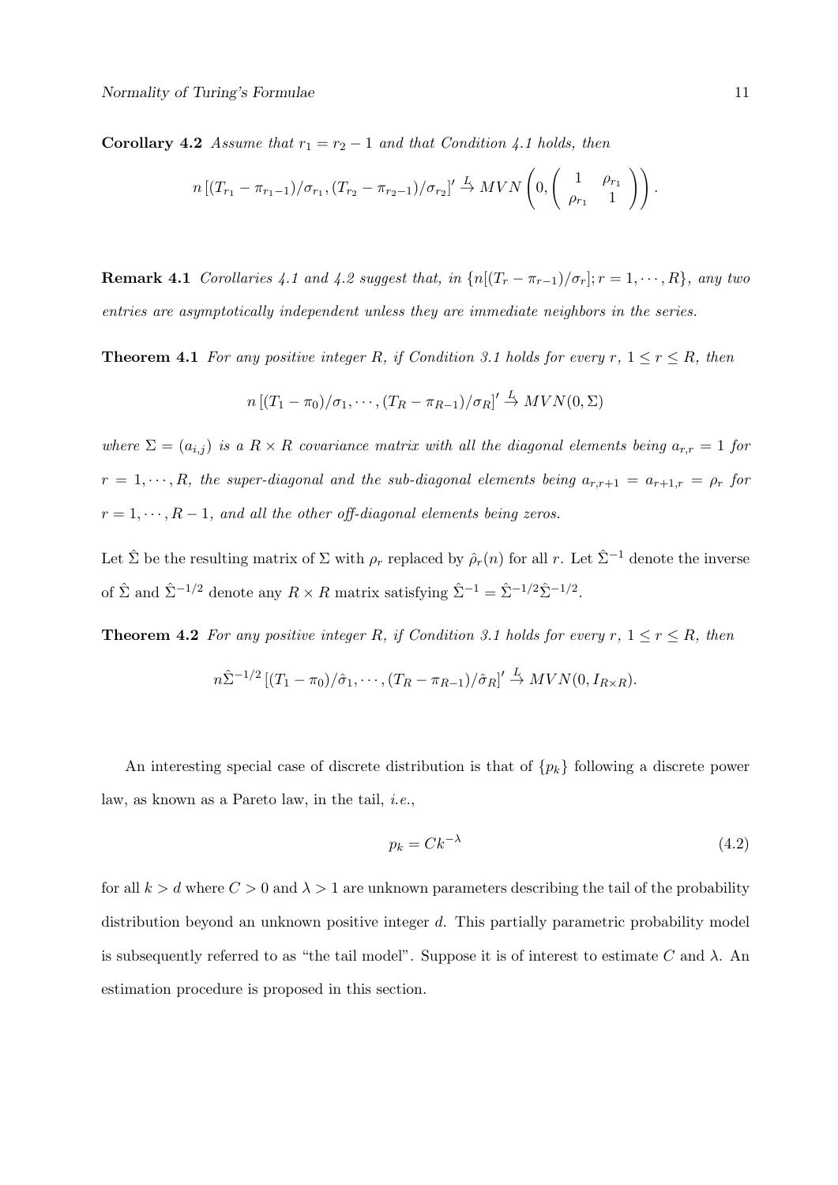**Corollary 4.2** *Assume that $r_1 = r_2 - 1$ and that Condition 4.1 holds, then*

$$n\left[(T_{r_1} - \pi_{r_1-1})/\sigma_{r_1}, (T_{r_2} - \pi_{r_2-1})/\sigma_{r_2}\right]' \xrightarrow{L} MVN\left(0, \begin{pmatrix} 1 & \rho_{r_1} \\ \rho_{r_1} & 1 \end{pmatrix}\right).$$

**Remark 4.1** *Corollaries 4.1 and 4.2 suggest that, in $\{n[(T_r - \pi_{r-1})/\sigma_r]; r = 1, \cdots, R\}$, any two entries are asymptotically independent unless they are immediate neighbors in the series.*

**Theorem 4.1** *For any positive integer $R$, if Condition 3.1 holds for every $r$, $1 \le r \le R$, then*

$$n\left[(T_1 - \pi_0)/\sigma_1, \cdots, (T_R - \pi_{R-1})/\sigma_R\right]' \xrightarrow{L} MVN(0, \Sigma)$$

*where $\Sigma = (a_{i,j})$ is a $R \times R$ covariance matrix with all the diagonal elements being $a_{r,r} = 1$ for $r = 1, \cdots, R$, the super-diagonal and the sub-diagonal elements being $a_{r,r+1} = a_{r+1,r} = \rho_r$ for $r = 1, \cdots, R-1$, and all the other off-diagonal elements being zeros.*

Let $\hat{\Sigma}$ be the resulting matrix of $\Sigma$ with $\rho_r$ replaced by $\hat{\rho}_r(n)$ for all $r$. Let $\hat{\Sigma}^{-1}$ denote the inverse of $\hat{\Sigma}$ and $\hat{\Sigma}^{-1/2}$ denote any $R \times R$ matrix satisfying $\hat{\Sigma}^{-1} = \hat{\Sigma}^{-1/2}\hat{\Sigma}^{-1/2}$.

**Theorem 4.2** *For any positive integer $R$, if Condition 3.1 holds for every $r$, $1 \le r \le R$, then*

$$n\hat{\Sigma}^{-1/2}\left[(T_1 - \pi_0)/\hat{\sigma}_1, \cdots, (T_R - \pi_{R-1})/\hat{\sigma}_R\right]' \xrightarrow{L} MVN(0, I_{R\times R}).$$

An interesting special case of discrete distribution is that of $\{p_k\}$ following a discrete power law, as known as a Pareto law, in the tail, *i.e.*,

$$p_k = Ck^{-\lambda} \tag{4.2}$$

for all $k > d$ where $C > 0$ and $\lambda > 1$ are unknown parameters describing the tail of the probability distribution beyond an unknown positive integer $d$. This partially parametric probability model is subsequently referred to as "the tail model". Suppose it is of interest to estimate $C$ and $\lambda$. An estimation procedure is proposed in this section.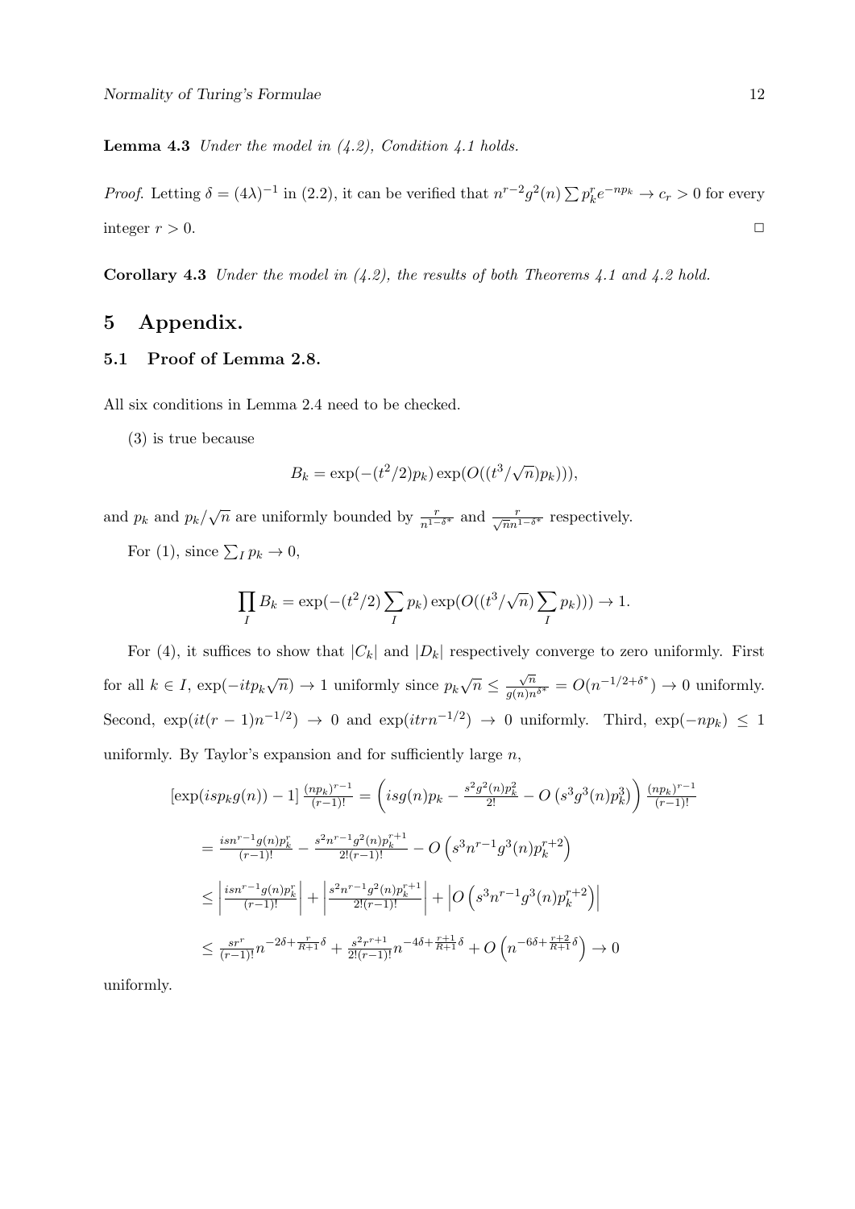**Lemma 4.3** *Under the model in (4.2), Condition 4.1 holds.*

*Proof.* Letting $\delta = (4\lambda)^{-1}$ in (2.2), it can be verified that $n^{r-2}g^2(n)\sum p_k^r e^{-np_k} \to c_r > 0$ for every integer $r > 0$. $\square$

**Corollary 4.3** *Under the model in (4.2), the results of both Theorems 4.1 and 4.2 hold.*

# 5 Appendix.

## 5.1 Proof of Lemma 2.8.

All six conditions in Lemma 2.4 need to be checked.

(3) is true because

$$B_k = \exp(-(t^2/2)p_k)\exp(O((t^3/\sqrt{n})p_k))),$$

and $p_k$ and $p_k/\sqrt{n}$ are uniformly bounded by $\frac{r}{n^{1-\delta^*}}$ and $\frac{r}{\sqrt{n}n^{1-\delta^*}}$ respectively.

For (1), since $\sum_I p_k \to 0$,

$$\prod_I B_k = \exp(-(t^2/2)\sum_I p_k)\exp(O((t^3/\sqrt{n})\sum_I p_k))) \to 1.$$

For (4), it suffices to show that $|C_k|$ and $|D_k|$ respectively converge to zero uniformly. First for all $k \in I$, $\exp(-itp_k\sqrt{n}) \to 1$ uniformly since $p_k\sqrt{n} \le \frac{\sqrt{n}}{g(n)n^{\delta^*}} = O(n^{-1/2+\delta^*}) \to 0$ uniformly. Second, $\exp(it(r-1)n^{-1/2}) \to 0$ and $\exp(itrn^{-1/2}) \to 0$ uniformly. Third, $\exp(-np_k) \le 1$ uniformly. By Taylor's expansion and for sufficiently large $n$,

$$
\begin{aligned}
&[\exp(isp_k g(n)) - 1]\frac{(np_k)^{r-1}}{(r-1)!} = \left(isg(n)p_k - \frac{s^2g^2(n)p_k^2}{2!} - O\left(s^3g^3(n)p_k^3\right)\right)\frac{(np_k)^{r-1}}{(r-1)!} \\
&= \frac{isn^{r-1}g(n)p_k^r}{(r-1)!} - \frac{s^2n^{r-1}g^2(n)p_k^{r+1}}{2!(r-1)!} - O\left(s^3n^{r-1}g^3(n)p_k^{r+2}\right) \\
&\le \left|\frac{isn^{r-1}g(n)p_k^r}{(r-1)!}\right| + \left|\frac{s^2n^{r-1}g^2(n)p_k^{r+1}}{2!(r-1)!}\right| + \left|O\left(s^3n^{r-1}g^3(n)p_k^{r+2}\right)\right| \\
&\le \frac{sr^r}{(r-1)!}n^{-2\delta+\frac{r}{R+1}\delta} + \frac{s^2r^{r+1}}{2!(r-1)!}n^{-4\delta+\frac{r+1}{R+1}\delta} + O\left(n^{-6\delta+\frac{r+2}{R+1}\delta}\right) \to 0
\end{aligned}
$$

uniformly.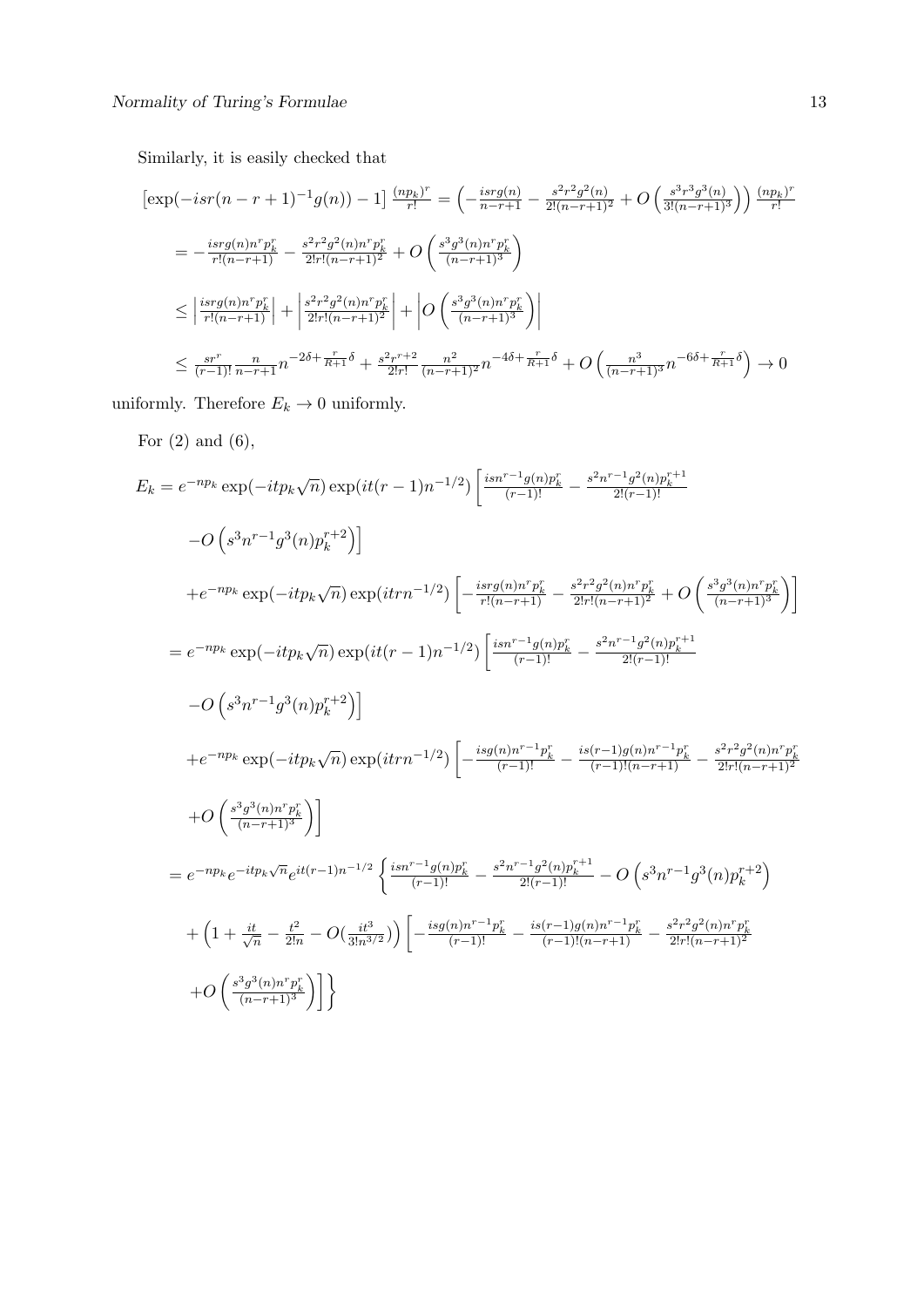Similarly, it is easily checked that

$$
\begin{aligned}
&\left[\exp(-isr(n-r+1)^{-1}g(n)) - 1\right] \frac{(np_k)^r}{r!} = \left(-\frac{isrg(n)}{n-r+1} - \frac{s^2r^2g^2(n)}{2!(n-r+1)^2} + O\left(\frac{s^3r^3g^3(n)}{3!(n-r+1)^3}\right)\right) \frac{(np_k)^r}{r!} \\
&= -\frac{isrg(n)n^rp_k^r}{r!(n-r+1)} - \frac{s^2r^2g^2(n)n^rp_k^r}{2!r!(n-r+1)^2} + O\left(\frac{s^3g^3(n)n^rp_k^r}{(n-r+1)^3}\right) \\
&\le \left|\frac{isrg(n)n^rp_k^r}{r!(n-r+1)}\right| + \left|\frac{s^2r^2g^2(n)n^rp_k^r}{2!r!(n-r+1)^2}\right| + \left|O\left(\frac{s^3g^3(n)n^rp_k^r}{(n-r+1)^3}\right)\right| \\
&\le \frac{sr^r}{(r-1)!}\frac{n}{n-r+1}n^{-2\delta+\frac{r}{R+1}\delta} + \frac{s^2r^{r+2}}{2!r!}\frac{n^2}{(n-r+1)^2}n^{-4\delta+\frac{r}{R+1}\delta} + O\left(\frac{n^3}{(n-r+1)^3}n^{-6\delta+\frac{r}{R+1}\delta}\right) \to 0
\end{aligned}
$$

uniformly. Therefore $E_k \to 0$ uniformly.

For (2) and (6),

$$
\begin{aligned}
E_k &= e^{-np_k}\exp(-itp_k\sqrt{n})\exp(it(r-1)n^{-1/2})\left[\frac{isn^{r-1}g(n)p_k^r}{(r-1)!} - \frac{s^2n^{r-1}g^2(n)p_k^{r+1}}{2!(r-1)!}\right. \\
&\quad \left. -O\left(s^3n^{r-1}g^3(n)p_k^{r+2}\right)\right] \\
&\quad +e^{-np_k}\exp(-itp_k\sqrt{n})\exp(itrn^{-1/2})\left[-\frac{isrg(n)n^rp_k^r}{r!(n-r+1)} - \frac{s^2r^2g^2(n)n^rp_k^r}{2!r!(n-r+1)^2} + O\left(\frac{s^3g^3(n)n^rp_k^r}{(n-r+1)^3}\right)\right] \\
&= e^{-np_k}\exp(-itp_k\sqrt{n})\exp(it(r-1)n^{-1/2})\left[\frac{isn^{r-1}g(n)p_k^r}{(r-1)!} - \frac{s^2n^{r-1}g^2(n)p_k^{r+1}}{2!(r-1)!}\right. \\
&\quad \left. -O\left(s^3n^{r-1}g^3(n)p_k^{r+2}\right)\right] \\
&\quad +e^{-np_k}\exp(-itp_k\sqrt{n})\exp(itrn^{-1/2})\left[-\frac{isg(n)n^{r-1}p_k^r}{(r-1)!} - \frac{is(r-1)g(n)n^{r-1}p_k^r}{(r-1)!(n-r+1)} - \frac{s^2r^2g^2(n)n^rp_k^r}{2!r!(n-r+1)^2}\right. \\
&\quad \left. +O\left(\frac{s^3g^3(n)n^rp_k^r}{(n-r+1)^3}\right)\right] \\
&= e^{-np_k}e^{-itp_k\sqrt{n}}e^{it(r-1)n^{-1/2}}\left\{\frac{isn^{r-1}g(n)p_k^r}{(r-1)!} - \frac{s^2n^{r-1}g^2(n)p_k^{r+1}}{2!(r-1)!} - O\left(s^3n^{r-1}g^3(n)p_k^{r+2}\right)\right. \\
&\quad +\left(1+\frac{it}{\sqrt{n}} - \frac{t^2}{2!n} - O\left(\frac{it^3}{3!n^{3/2}}\right)\right)\left[-\frac{isg(n)n^{r-1}p_k^r}{(r-1)!} - \frac{is(r-1)g(n)n^{r-1}p_k^r}{(r-1)!(n-r+1)} - \frac{s^2r^2g^2(n)n^rp_k^r}{2!r!(n-r+1)^2}\right. \\
&\quad \left.\left. +O\left(\frac{s^3g^3(n)n^rp_k^r}{(n-r+1)^3}\right)\right]\right\}
\end{aligned}
$$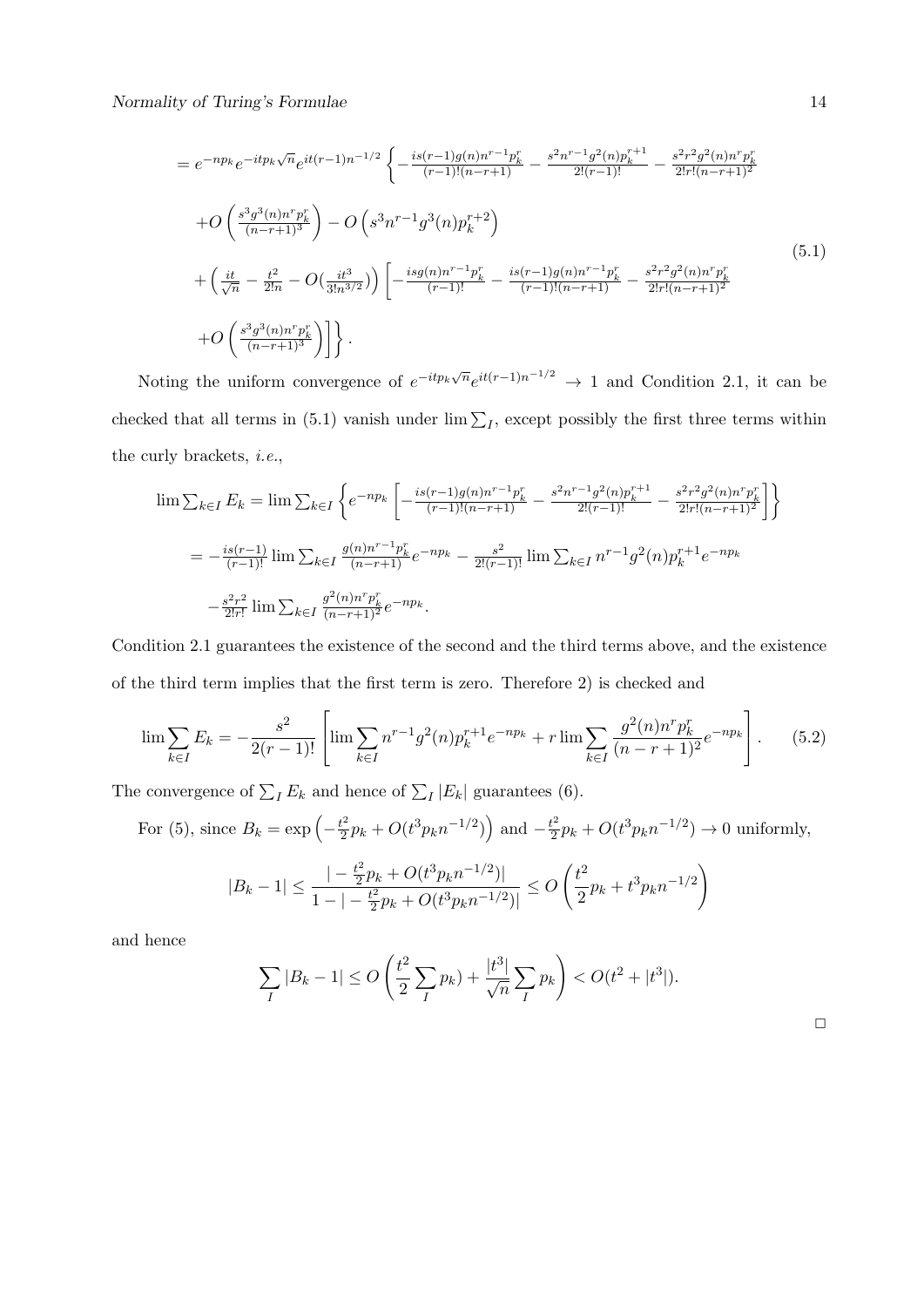$$
\begin{aligned}
&= e^{-np_k} e^{-itp_k\sqrt{n}} e^{it(r-1)n^{-1/2}} \left\{ -\tfrac{is(r-1)g(n)n^{r-1}p_k^r}{(r-1)!(n-r+1)} - \tfrac{s^2 n^{r-1} g^2(n) p_k^{r+1}}{2!(r-1)!} - \tfrac{s^2 r^2 g^2(n) n^r p_k^r}{2! r! (n-r+1)^2} \right. \\
&\quad + O\left( \tfrac{s^3 g^3(n) n^r p_k^r}{(n-r+1)^3} \right) - O\left( s^3 n^{r-1} g^3(n) p_k^{r+2} \right) \\
&\quad + \left( \tfrac{it}{\sqrt{n}} - \tfrac{t^2}{2!n} - O(\tfrac{it^3}{3! n^{3/2}}) \right) \left[ -\tfrac{isg(n)n^{r-1}p_k^r}{(r-1)!} - \tfrac{is(r-1)g(n)n^{r-1}p_k^r}{(r-1)!(n-r+1)} - \tfrac{s^2 r^2 g^2(n) n^r p_k^r}{2! r! (n-r+1)^2} \right. \\
&\quad \left. \left. + O\left( \tfrac{s^3 g^3(n) n^r p_k^r}{(n-r+1)^3} \right) \right] \right\}.
\end{aligned} \tag{5.1}
$$

Noting the uniform convergence of $e^{-itp_k\sqrt{n}} e^{it(r-1)n^{-1/2}} \to 1$ and Condition 2.1, it can be checked that all terms in (5.1) vanish under $\lim \sum_I$, except possibly the first three terms within the curly brackets, *i.e.*,

$$
\begin{aligned}
\lim \textstyle\sum_{k\in I} E_k &= \lim \textstyle\sum_{k\in I} \left\{ e^{-np_k} \left[ -\tfrac{is(r-1)g(n)n^{r-1}p_k^r}{(r-1)!(n-r+1)} - \tfrac{s^2 n^{r-1} g^2(n) p_k^{r+1}}{2!(r-1)!} - \tfrac{s^2 r^2 g^2(n) n^r p_k^r}{2! r! (n-r+1)^2} \right] \right\} \\
&= -\tfrac{is(r-1)}{(r-1)!} \lim \textstyle\sum_{k\in I} \tfrac{g(n)n^{r-1}p_k^r}{(n-r+1)} e^{-np_k} - \tfrac{s^2}{2!(r-1)!} \lim \textstyle\sum_{k\in I} n^{r-1} g^2(n) p_k^{r+1} e^{-np_k} \\
&\quad - \tfrac{s^2 r^2}{2! r!} \lim \textstyle\sum_{k\in I} \tfrac{g^2(n) n^r p_k^r}{(n-r+1)^2} e^{-np_k}.
\end{aligned}
$$

Condition 2.1 guarantees the existence of the second and the third terms above, and the existence of the third term implies that the first term is zero. Therefore 2) is checked and

$$
\lim \sum_{k\in I} E_k = -\frac{s^2}{2(r-1)!} \left[ \lim \sum_{k\in I} n^{r-1} g^2(n) p_k^{r+1} e^{-np_k} + r \lim \sum_{k\in I} \frac{g^2(n) n^r p_k^r}{(n-r+1)^2} e^{-np_k} \right]. \tag{5.2}
$$

The convergence of $\sum_I E_k$ and hence of $\sum_I |E_k|$ guarantees (6).

For (5), since $B_k = \exp\left( -\frac{t^2}{2} p_k + O(t^3 p_k n^{-1/2}) \right)$ and $-\frac{t^2}{2} p_k + O(t^3 p_k n^{-1/2}) \to 0$ uniformly,

$$
|B_k - 1| \le \frac{|-\frac{t^2}{2} p_k + O(t^3 p_k n^{-1/2})|}{1 - |-\frac{t^2}{2} p_k + O(t^3 p_k n^{-1/2})|} \le O\left( \frac{t^2}{2} p_k + t^3 p_k n^{-1/2} \right)
$$

and hence

$$
\sum_I |B_k - 1| \le O\left( \frac{t^2}{2} \sum_I p_k) + \frac{|t^3|}{\sqrt{n}} \sum_I p_k \right) < O(t^2 + |t^3|).
$$

□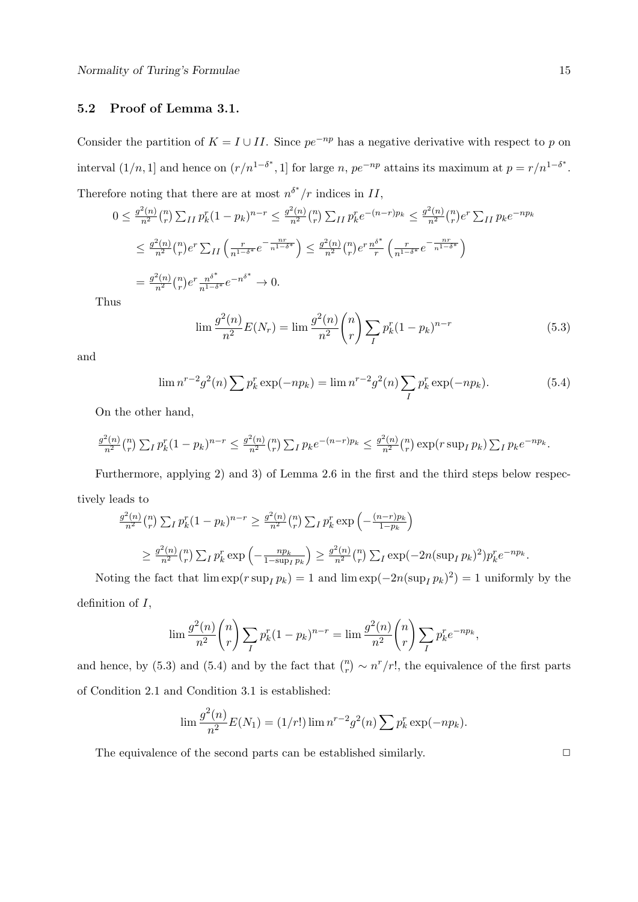### 5.2 Proof of Lemma 3.1.

Consider the partition of $K = I \cup II$. Since $pe^{-np}$ has a negative derivative with respect to $p$ on interval $(1/n, 1]$ and hence on $(r/n^{1-\delta^*}, 1]$ for large $n$, $pe^{-np}$ attains its maximum at $p = r/n^{1-\delta^*}$. Therefore noting that there are at most $n^{\delta^*}/r$ indices in $II$,

$$
\begin{aligned}
0 &\le \tfrac{g^2(n)}{n^2}\tbinom{n}{r}\textstyle\sum_{II} p_k^r(1-p_k)^{n-r} \le \tfrac{g^2(n)}{n^2}\tbinom{n}{r}\textstyle\sum_{II} p_k^r e^{-(n-r)p_k} \le \tfrac{g^2(n)}{n^2}\tbinom{n}{r}e^r\textstyle\sum_{II} p_k e^{-np_k} \\
&\le \tfrac{g^2(n)}{n^2}\tbinom{n}{r}e^r\textstyle\sum_{II}\left(\tfrac{r}{n^{1-\delta^*}}e^{-\frac{nr}{n^{1-\delta^*}}}\right) \le \tfrac{g^2(n)}{n^2}\tbinom{n}{r}e^r\tfrac{n^{\delta^*}}{r}\left(\tfrac{r}{n^{1-\delta^*}}e^{-\frac{nr}{n^{1-\delta^*}}}\right) \\
&= \tfrac{g^2(n)}{n^2}\tbinom{n}{r}e^r\tfrac{n^{\delta^*}}{n^{1-\delta^*}}e^{-n^{\delta^*}} \to 0.
\end{aligned}
$$

Thus

$$
\lim \frac{g^2(n)}{n^2}E(N_r) = \lim \frac{g^2(n)}{n^2}\binom{n}{r}\sum_I p_k^r(1-p_k)^{n-r} \tag{5.3}
$$

and

$$
\lim n^{r-2}g^2(n)\sum p_k^r\exp(-np_k) = \lim n^{r-2}g^2(n)\sum_I p_k^r\exp(-np_k). \tag{5.4}
$$

On the other hand,

$$
\tfrac{g^2(n)}{n^2}\tbinom{n}{r}\textstyle\sum_I p_k^r(1-p_k)^{n-r} \le \tfrac{g^2(n)}{n^2}\tbinom{n}{r}\textstyle\sum_I p_k e^{-(n-r)p_k} \le \tfrac{g^2(n)}{n^2}\tbinom{n}{r}\exp(r\sup_I p_k)\textstyle\sum_I p_k e^{-np_k}.
$$

Furthermore, applying 2) and 3) of Lemma 2.6 in the first and the third steps below respectively leads to

$$
\begin{aligned}
&\tfrac{g^2(n)}{n^2}\tbinom{n}{r}\textstyle\sum_I p_k^r(1-p_k)^{n-r} \ge \tfrac{g^2(n)}{n^2}\tbinom{n}{r}\textstyle\sum_I p_k^r\exp\left(-\tfrac{(n-r)p_k}{1-p_k}\right) \\
&\ge \tfrac{g^2(n)}{n^2}\tbinom{n}{r}\textstyle\sum_I p_k^r\exp\left(-\tfrac{np_k}{1-\sup_I p_k}\right) \ge \tfrac{g^2(n)}{n^2}\tbinom{n}{r}\textstyle\sum_I \exp(-2n(\sup_I p_k)^2)p_k^r e^{-np_k}.
\end{aligned}
$$

Noting the fact that $\lim\exp(r\sup_I p_k) = 1$ and $\lim\exp(-2n(\sup_I p_k)^2) = 1$ uniformly by the definition of $I$,

$$
\lim \frac{g^2(n)}{n^2}\binom{n}{r}\sum_I p_k^r(1-p_k)^{n-r} = \lim \frac{g^2(n)}{n^2}\binom{n}{r}\sum_I p_k^r e^{-np_k},
$$

and hence, by (5.3) and (5.4) and by the fact that $\binom{n}{r} \sim n^r/r!$, the equivalence of the first parts of Condition 2.1 and Condition 3.1 is established:

$$
\lim \frac{g^2(n)}{n^2}E(N_1) = (1/r!)\lim n^{r-2}g^2(n)\sum p_k^r\exp(-np_k).
$$

The equivalence of the second parts can be established similarly. $\square$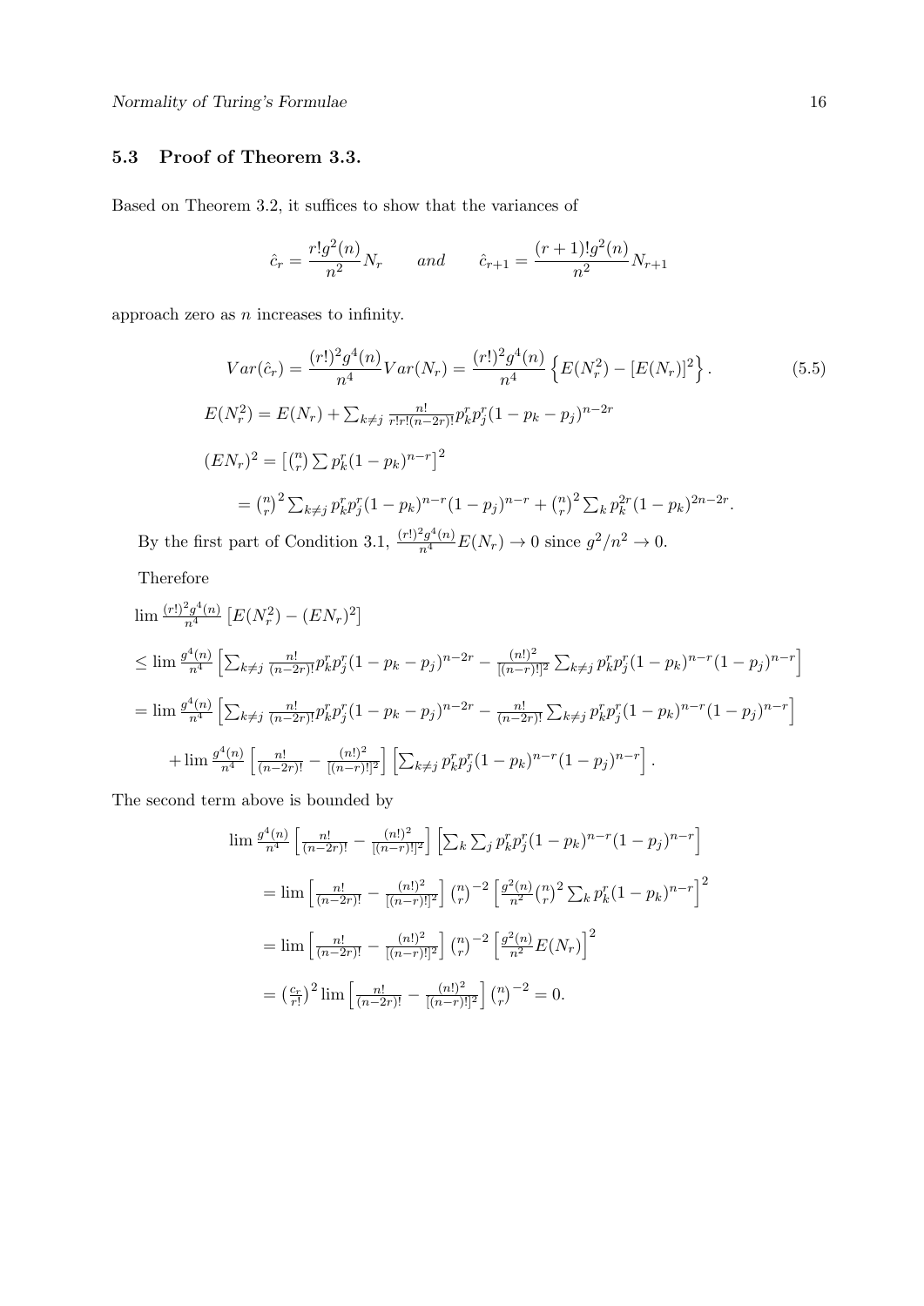### 5.3 Proof of Theorem 3.3.

Based on Theorem 3.2, it suffices to show that the variances of

$$\hat{c}_r = \frac{r!g^2(n)}{n^2}N_r \qquad and \qquad \hat{c}_{r+1} = \frac{(r+1)!g^2(n)}{n^2}N_{r+1}$$

approach zero as $n$ increases to infinity.

$$Var(\hat{c}_r) = \frac{(r!)^2 g^4(n)}{n^4} Var(N_r) = \frac{(r!)^2 g^4(n)}{n^4}\left\{E(N_r^2) - [E(N_r)]^2\right\}. \tag{5.5}$$

$$E(N_r^2) = E(N_r) + \textstyle\sum_{k\neq j} \frac{n!}{r!r!(n-2r)!} p_k^r p_j^r (1-p_k-p_j)^{n-2r}$$

$$(EN_r)^2 = \left[\binom{n}{r}\textstyle\sum p_k^r(1-p_k)^{n-r}\right]^2$$

$$= \binom{n}{r}^2 \textstyle\sum_{k\neq j} p_k^r p_j^r (1-p_k)^{n-r}(1-p_j)^{n-r} + \binom{n}{r}^2 \sum_k p_k^{2r}(1-p_k)^{2n-2r}.$$

By the first part of Condition 3.1, $\frac{(r!)^2 g^4(n)}{n^4} E(N_r) \to 0$ since $g^2/n^2 \to 0$.

Therefore

$$\lim \tfrac{(r!)^2 g^4(n)}{n^4}\left[E(N_r^2) - (EN_r)^2\right]$$

$$\leq \lim \tfrac{g^4(n)}{n^4}\left[\textstyle\sum_{k\neq j}\frac{n!}{(n-2r)!}p_k^r p_j^r(1-p_k-p_j)^{n-2r} - \frac{(n!)^2}{[(n-r)!]^2}\sum_{k\neq j} p_k^r p_j^r (1-p_k)^{n-r}(1-p_j)^{n-r}\right]$$

$$= \lim \tfrac{g^4(n)}{n^4}\left[\textstyle\sum_{k\neq j}\frac{n!}{(n-2r)!}p_k^r p_j^r(1-p_k-p_j)^{n-2r} - \frac{n!}{(n-2r)!}\sum_{k\neq j} p_k^r p_j^r (1-p_k)^{n-r}(1-p_j)^{n-r}\right]$$

$$+ \lim \tfrac{g^4(n)}{n^4}\left[\tfrac{n!}{(n-2r)!} - \tfrac{(n!)^2}{[(n-r)!]^2}\right]\left[\textstyle\sum_{k\neq j} p_k^r p_j^r (1-p_k)^{n-r}(1-p_j)^{n-r}\right].$$

The second term above is bounded by

$$\lim \tfrac{g^4(n)}{n^4}\left[\tfrac{n!}{(n-2r)!} - \tfrac{(n!)^2}{[(n-r)!]^2}\right]\left[\textstyle\sum_k\sum_j p_k^r p_j^r (1-p_k)^{n-r}(1-p_j)^{n-r}\right]$$

$$= \lim\left[\tfrac{n!}{(n-2r)!} - \tfrac{(n!)^2}{[(n-r)!]^2}\right]\binom{n}{r}^{-2}\left[\tfrac{g^2(n)}{n^2}\binom{n}{r}^2\textstyle\sum_k p_k^r(1-p_k)^{n-r}\right]^2$$

$$= \lim\left[\tfrac{n!}{(n-2r)!} - \tfrac{(n!)^2}{[(n-r)!]^2}\right]\binom{n}{r}^{-2}\left[\tfrac{g^2(n)}{n^2}E(N_r)\right]^2$$

$$= \left(\tfrac{c_r}{r!}\right)^2 \lim\left[\tfrac{n!}{(n-2r)!} - \tfrac{(n!)^2}{[(n-r)!]^2}\right]\binom{n}{r}^{-2} = 0.$$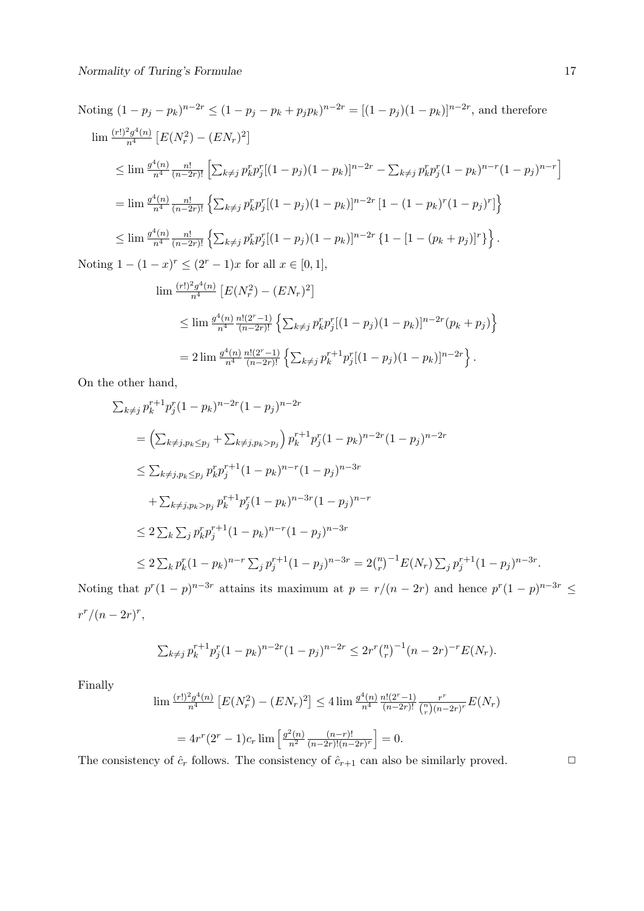Noting $(1-p_j-p_k)^{n-2r} \le (1-p_j-p_k+p_jp_k)^{n-2r} = [(1-p_j)(1-p_k)]^{n-2r}$, and therefore

$$
\begin{aligned}
&\lim \tfrac{(r!)^2 g^4(n)}{n^4}\left[E(N_r^2)-(EN_r)^2\right] \\
&\le \lim \tfrac{g^4(n)}{n^4}\tfrac{n!}{(n-2r)!}\left[\textstyle\sum_{k\ne j} p_k^r p_j^r[(1-p_j)(1-p_k)]^{n-2r} - \sum_{k\ne j} p_k^r p_j^r (1-p_k)^{n-r}(1-p_j)^{n-r}\right] \\
&= \lim \tfrac{g^4(n)}{n^4}\tfrac{n!}{(n-2r)!}\left\{\textstyle\sum_{k\ne j} p_k^r p_j^r[(1-p_j)(1-p_k)]^{n-2r}\left[1-(1-p_k)^r(1-p_j)^r\right]\right\} \\
&\le \lim \tfrac{g^4(n)}{n^4}\tfrac{n!}{(n-2r)!}\left\{\textstyle\sum_{k\ne j} p_k^r p_j^r[(1-p_j)(1-p_k)]^{n-2r}\left\{1-[1-(p_k+p_j)]^r\right\}\right\}.
\end{aligned}
$$

Noting $1-(1-x)^r \le (2^r-1)x$ for all $x\in[0,1]$,

$$
\begin{aligned}
&\lim \tfrac{(r!)^2 g^4(n)}{n^4}\left[E(N_r^2)-(EN_r)^2\right] \\
&\le \lim \tfrac{g^4(n)}{n^4}\tfrac{n!(2^r-1)}{(n-2r)!}\left\{\textstyle\sum_{k\ne j} p_k^r p_j^r[(1-p_j)(1-p_k)]^{n-2r}(p_k+p_j)\right\} \\
&= 2\lim \tfrac{g^4(n)}{n^4}\tfrac{n!(2^r-1)}{(n-2r)!}\left\{\textstyle\sum_{k\ne j} p_k^{r+1} p_j^r[(1-p_j)(1-p_k)]^{n-2r}\right\}.
\end{aligned}
$$

On the other hand,

$$
\begin{aligned}
&\textstyle\sum_{k\ne j} p_k^{r+1}p_j^r(1-p_k)^{n-2r}(1-p_j)^{n-2r} \\
&= \left(\textstyle\sum_{k\ne j, p_k\le p_j} + \sum_{k\ne j, p_k>p_j}\right) p_k^{r+1}p_j^r(1-p_k)^{n-2r}(1-p_j)^{n-2r} \\
&\le \textstyle\sum_{k\ne j, p_k\le p_j} p_k^r p_j^{r+1}(1-p_k)^{n-r}(1-p_j)^{n-3r} \\
&\quad + \textstyle\sum_{k\ne j, p_k>p_j} p_k^{r+1}p_j^r(1-p_k)^{n-3r}(1-p_j)^{n-r} \\
&\le 2\textstyle\sum_k\sum_j p_k^r p_j^{r+1}(1-p_k)^{n-r}(1-p_j)^{n-3r} \\
&\le 2\textstyle\sum_k p_k^r(1-p_k)^{n-r}\sum_j p_j^{r+1}(1-p_j)^{n-3r} = 2\binom{n}{r}^{-1}E(N_r)\sum_j p_j^{r+1}(1-p_j)^{n-3r}.
\end{aligned}
$$

Noting that $p^r(1-p)^{n-3r}$ attains its maximum at $p=r/(n-2r)$ and hence $p^r(1-p)^{n-3r} \le r^r/(n-2r)^r$,

$$
\textstyle\sum_{k\ne j} p_k^{r+1}p_j^r(1-p_k)^{n-2r}(1-p_j)^{n-2r} \le 2r^r\binom{n}{r}^{-1}(n-2r)^{-r}E(N_r).
$$

Finally

$$
\begin{aligned}
\lim \tfrac{(r!)^2 g^4(n)}{n^4}\left[E(N_r^2)-(EN_r)^2\right] &\le 4\lim \tfrac{g^4(n)}{n^4}\tfrac{n!(2^r-1)}{(n-2r)!}\tfrac{r^r}{\binom{n}{r}(n-2r)^r}E(N_r) \\
&= 4r^r(2^r-1)c_r \lim\left[\tfrac{g^2(n)}{n^2}\tfrac{(n-r)!}{(n-2r)!(n-2r)^r}\right] = 0.
\end{aligned}
$$

The consistency of $\hat{c}_r$ follows. The consistency of $\hat{c}_{r+1}$ can also be similarly proved. $\Box$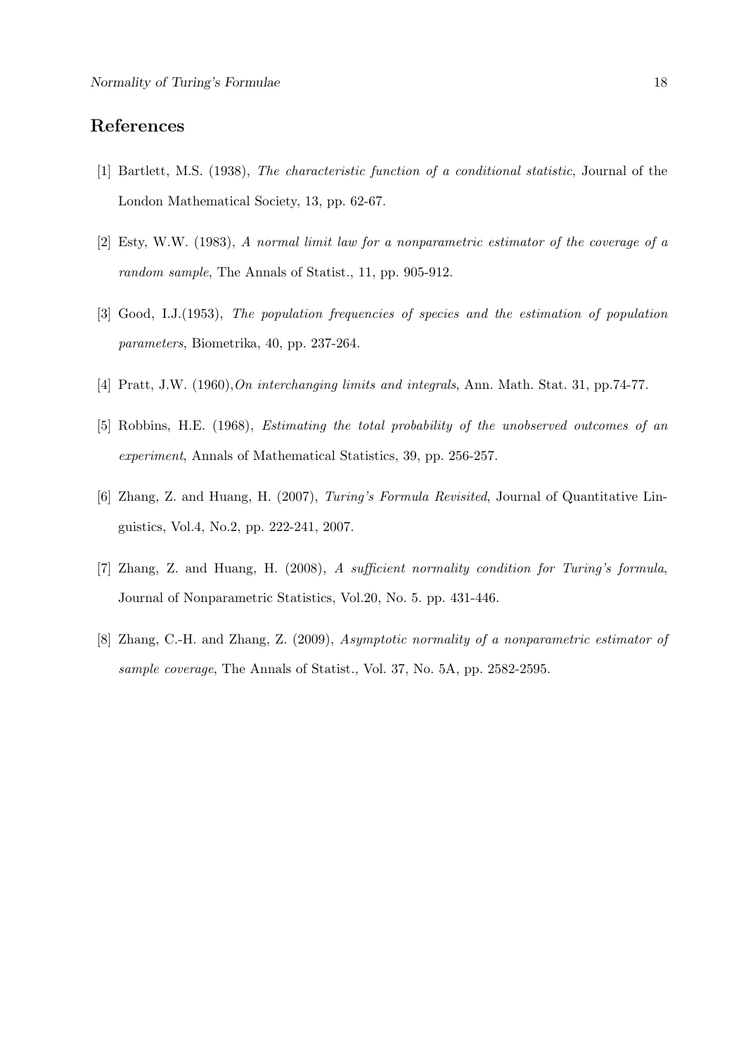## References

[1] Bartlett, M.S. (1938), *The characteristic function of a conditional statistic*, Journal of the London Mathematical Society, 13, pp. 62-67.

[2] Esty, W.W. (1983), *A normal limit law for a nonparametric estimator of the coverage of a random sample*, The Annals of Statist., 11, pp. 905-912.

[3] Good, I.J.(1953), *The population frequencies of species and the estimation of population parameters*, Biometrika, 40, pp. 237-264.

[4] Pratt, J.W. (1960),*On interchanging limits and integrals*, Ann. Math. Stat. 31, pp.74-77.

[5] Robbins, H.E. (1968), *Estimating the total probability of the unobserved outcomes of an experiment*, Annals of Mathematical Statistics, 39, pp. 256-257.

[6] Zhang, Z. and Huang, H. (2007), *Turing's Formula Revisited*, Journal of Quantitative Linguistics, Vol.4, No.2, pp. 222-241, 2007.

[7] Zhang, Z. and Huang, H. (2008), *A sufficient normality condition for Turing's formula*, Journal of Nonparametric Statistics, Vol.20, No. 5. pp. 431-446.

[8] Zhang, C.-H. and Zhang, Z. (2009), *Asymptotic normality of a nonparametric estimator of sample coverage*, The Annals of Statist., Vol. 37, No. 5A, pp. 2582-2595.